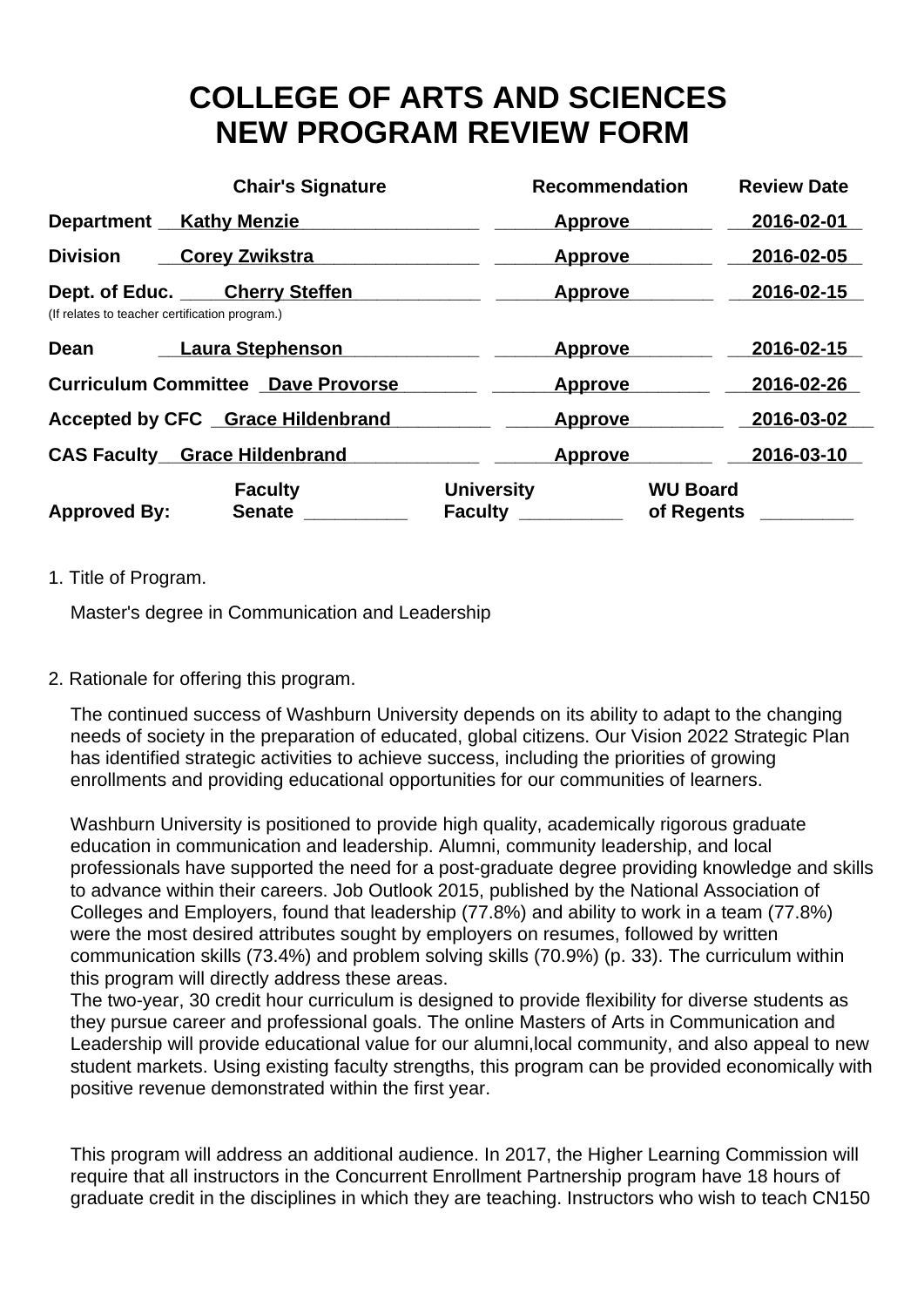# COLLEGE OF ARTS AND SCIENCES
# NEW PROGRAM REVIEW FORM

| | Chair's Signature | Recommendation | Review Date |
|---|---|---|---|
| **Department** | **Kathy Menzie** | **Approve** | **2016-02-01** |
| **Division** | **Corey Zwikstra** | **Approve** | **2016-02-05** |
| **Dept. of Educ.** (If relates to teacher certification program.) | **Cherry Steffen** | **Approve** | **2016-02-15** |
| **Dean** | **Laura Stephenson** | **Approve** | **2016-02-15** |
| **Curriculum Committee** | **Dave Provorse** | **Approve** | **2016-02-26** |
| **Accepted by CFC** | **Grace Hildenbrand** | **Approve** | **2016-03-02** |
| **CAS Faculty** | **Grace Hildenbrand** | **Approve** | **2016-03-10** |

**Approved By:** **Faculty Senate** __________ **University Faculty** __________ **WU Board of Regents** _________

1. Title of Program.

   Master's degree in Communication and Leadership

2. Rationale for offering this program.

   The continued success of Washburn University depends on its ability to adapt to the changing needs of society in the preparation of educated, global citizens. Our Vision 2022 Strategic Plan has identified strategic activities to achieve success, including the priorities of growing enrollments and providing educational opportunities for our communities of learners.

   Washburn University is positioned to provide high quality, academically rigorous graduate education in communication and leadership. Alumni, community leadership, and local professionals have supported the need for a post-graduate degree providing knowledge and skills to advance within their careers. Job Outlook 2015, published by the National Association of Colleges and Employers, found that leadership (77.8%) and ability to work in a team (77.8%) were the most desired attributes sought by employers on resumes, followed by written communication skills (73.4%) and problem solving skills (70.9%) (p. 33). The curriculum within this program will directly address these areas.
   The two-year, 30 credit hour curriculum is designed to provide flexibility for diverse students as they pursue career and professional goals. The online Masters of Arts in Communication and Leadership will provide educational value for our alumni,local community, and also appeal to new student markets. Using existing faculty strengths, this program can be provided economically with positive revenue demonstrated within the first year.

   This program will address an additional audience. In 2017, the Higher Learning Commission will require that all instructors in the Concurrent Enrollment Partnership program have 18 hours of graduate credit in the disciplines in which they are teaching. Instructors who wish to teach CN150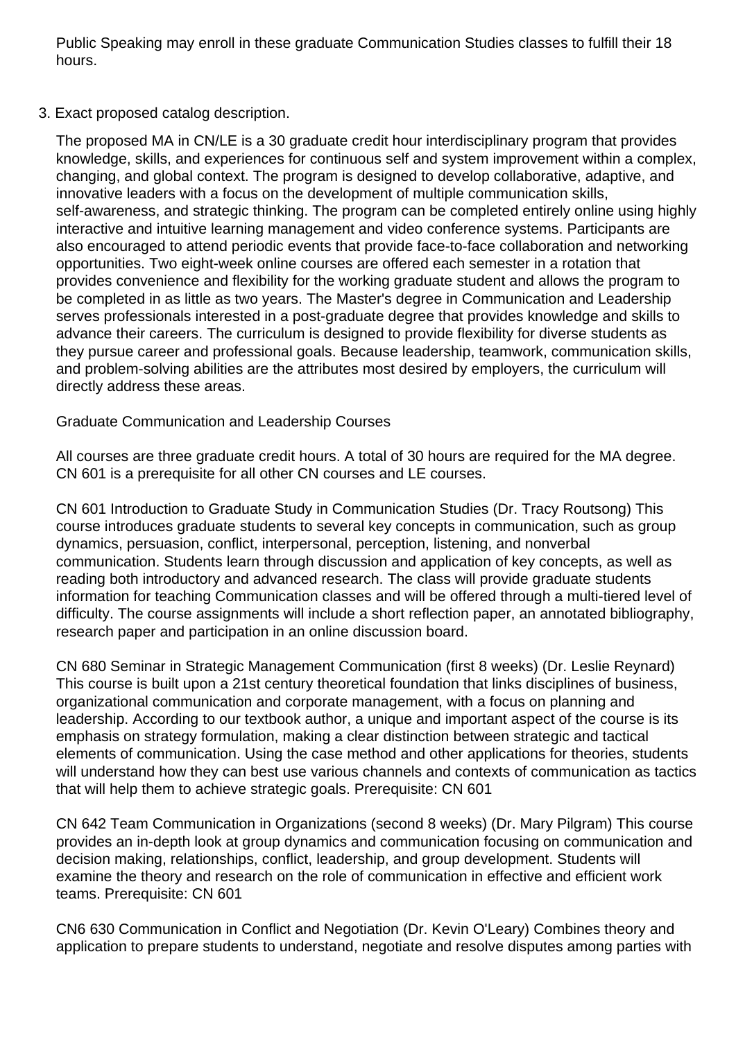Public Speaking may enroll in these graduate Communication Studies classes to fulfill their 18 hours.

3. Exact proposed catalog description.

The proposed MA in CN/LE is a 30 graduate credit hour interdisciplinary program that provides knowledge, skills, and experiences for continuous self and system improvement within a complex, changing, and global context. The program is designed to develop collaborative, adaptive, and innovative leaders with a focus on the development of multiple communication skills, self-awareness, and strategic thinking. The program can be completed entirely online using highly interactive and intuitive learning management and video conference systems. Participants are also encouraged to attend periodic events that provide face-to-face collaboration and networking opportunities. Two eight-week online courses are offered each semester in a rotation that provides convenience and flexibility for the working graduate student and allows the program to be completed in as little as two years. The Master's degree in Communication and Leadership serves professionals interested in a post-graduate degree that provides knowledge and skills to advance their careers. The curriculum is designed to provide flexibility for diverse students as they pursue career and professional goals. Because leadership, teamwork, communication skills, and problem-solving abilities are the attributes most desired by employers, the curriculum will directly address these areas.

Graduate Communication and Leadership Courses

All courses are three graduate credit hours. A total of 30 hours are required for the MA degree. CN 601 is a prerequisite for all other CN courses and LE courses.

CN 601 Introduction to Graduate Study in Communication Studies (Dr. Tracy Routsong) This course introduces graduate students to several key concepts in communication, such as group dynamics, persuasion, conflict, interpersonal, perception, listening, and nonverbal communication. Students learn through discussion and application of key concepts, as well as reading both introductory and advanced research. The class will provide graduate students information for teaching Communication classes and will be offered through a multi-tiered level of difficulty. The course assignments will include a short reflection paper, an annotated bibliography, research paper and participation in an online discussion board.

CN 680 Seminar in Strategic Management Communication (first 8 weeks) (Dr. Leslie Reynard) This course is built upon a 21st century theoretical foundation that links disciplines of business, organizational communication and corporate management, with a focus on planning and leadership. According to our textbook author, a unique and important aspect of the course is its emphasis on strategy formulation, making a clear distinction between strategic and tactical elements of communication. Using the case method and other applications for theories, students will understand how they can best use various channels and contexts of communication as tactics that will help them to achieve strategic goals. Prerequisite: CN 601

CN 642 Team Communication in Organizations (second 8 weeks) (Dr. Mary Pilgram) This course provides an in-depth look at group dynamics and communication focusing on communication and decision making, relationships, conflict, leadership, and group development. Students will examine the theory and research on the role of communication in effective and efficient work teams. Prerequisite: CN 601

CN6 630 Communication in Conflict and Negotiation (Dr. Kevin O'Leary) Combines theory and application to prepare students to understand, negotiate and resolve disputes among parties with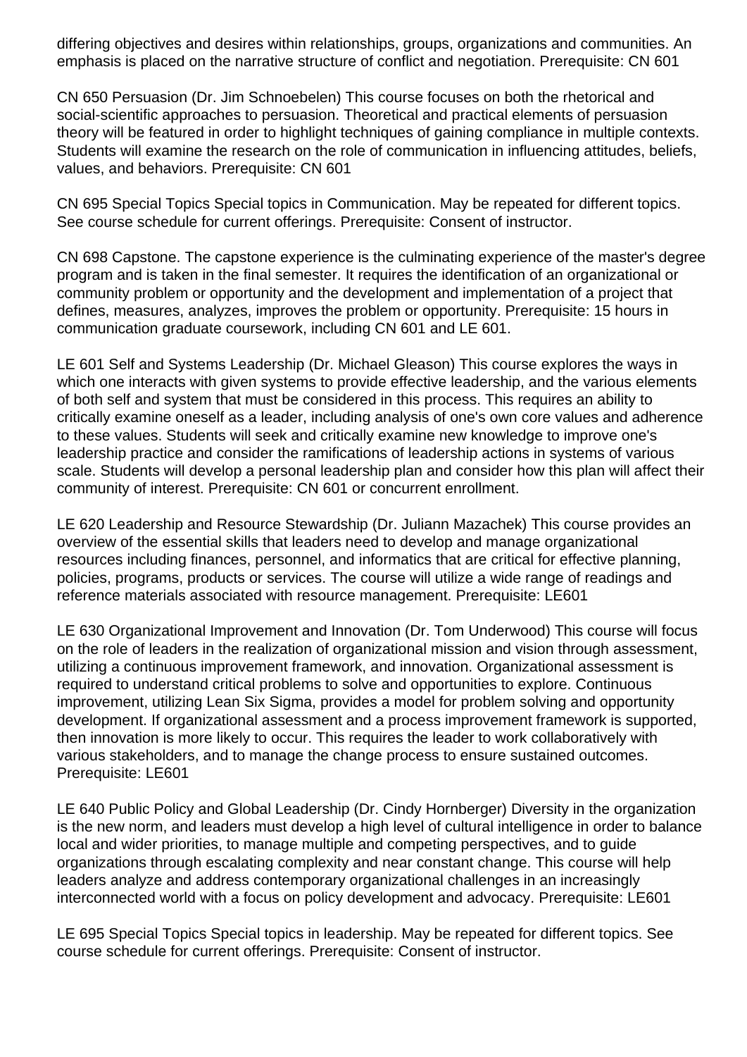differing objectives and desires within relationships, groups, organizations and communities. An emphasis is placed on the narrative structure of conflict and negotiation. Prerequisite: CN 601

CN 650 Persuasion (Dr. Jim Schnoebelen) This course focuses on both the rhetorical and social-scientific approaches to persuasion. Theoretical and practical elements of persuasion theory will be featured in order to highlight techniques of gaining compliance in multiple contexts. Students will examine the research on the role of communication in influencing attitudes, beliefs, values, and behaviors. Prerequisite: CN 601

CN 695 Special Topics Special topics in Communication. May be repeated for different topics. See course schedule for current offerings. Prerequisite: Consent of instructor.

CN 698 Capstone. The capstone experience is the culminating experience of the master's degree program and is taken in the final semester. It requires the identification of an organizational or community problem or opportunity and the development and implementation of a project that defines, measures, analyzes, improves the problem or opportunity. Prerequisite: 15 hours in communication graduate coursework, including CN 601 and LE 601.

LE 601 Self and Systems Leadership (Dr. Michael Gleason) This course explores the ways in which one interacts with given systems to provide effective leadership, and the various elements of both self and system that must be considered in this process. This requires an ability to critically examine oneself as a leader, including analysis of one's own core values and adherence to these values. Students will seek and critically examine new knowledge to improve one's leadership practice and consider the ramifications of leadership actions in systems of various scale. Students will develop a personal leadership plan and consider how this plan will affect their community of interest. Prerequisite: CN 601 or concurrent enrollment.

LE 620 Leadership and Resource Stewardship (Dr. Juliann Mazachek) This course provides an overview of the essential skills that leaders need to develop and manage organizational resources including finances, personnel, and informatics that are critical for effective planning, policies, programs, products or services. The course will utilize a wide range of readings and reference materials associated with resource management. Prerequisite: LE601

LE 630 Organizational Improvement and Innovation (Dr. Tom Underwood) This course will focus on the role of leaders in the realization of organizational mission and vision through assessment, utilizing a continuous improvement framework, and innovation. Organizational assessment is required to understand critical problems to solve and opportunities to explore. Continuous improvement, utilizing Lean Six Sigma, provides a model for problem solving and opportunity development. If organizational assessment and a process improvement framework is supported, then innovation is more likely to occur. This requires the leader to work collaboratively with various stakeholders, and to manage the change process to ensure sustained outcomes. Prerequisite: LE601

LE 640 Public Policy and Global Leadership (Dr. Cindy Hornberger) Diversity in the organization is the new norm, and leaders must develop a high level of cultural intelligence in order to balance local and wider priorities, to manage multiple and competing perspectives, and to guide organizations through escalating complexity and near constant change. This course will help leaders analyze and address contemporary organizational challenges in an increasingly interconnected world with a focus on policy development and advocacy. Prerequisite: LE601

LE 695 Special Topics Special topics in leadership. May be repeated for different topics. See course schedule for current offerings. Prerequisite: Consent of instructor.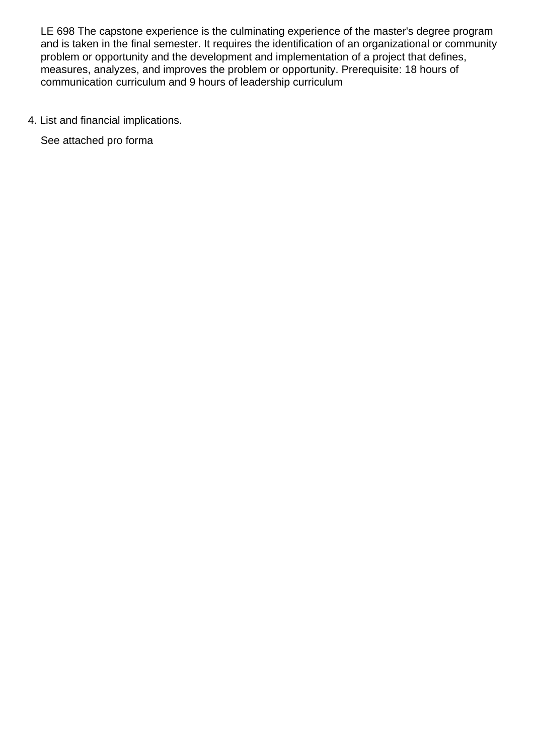LE 698 The capstone experience is the culminating experience of the master's degree program and is taken in the final semester. It requires the identification of an organizational or community problem or opportunity and the development and implementation of a project that defines, measures, analyzes, and improves the problem or opportunity. Prerequisite: 18 hours of communication curriculum and 9 hours of leadership curriculum

4. List and financial implications.

   See attached pro forma